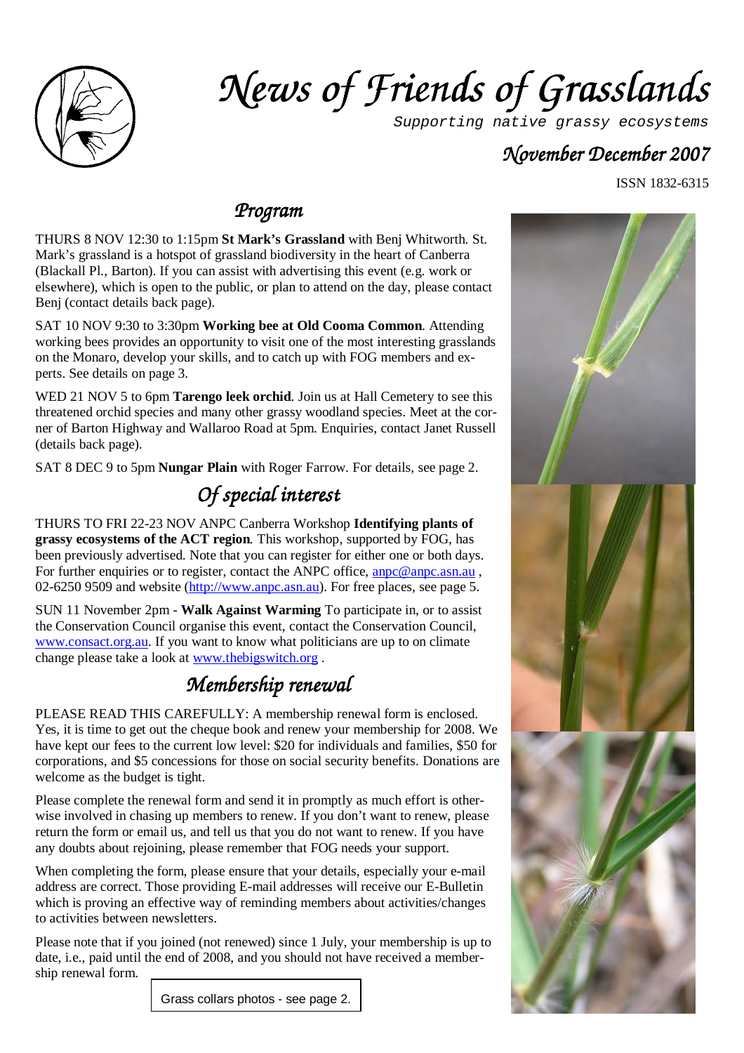// News of Friends of Grasslands

*Supporting native grassy ecosystems*

*November December 2007*

ISSN 1832-6315

## *Program*

THURS 8 NOV 12:30 to 1:15pm **St Mark's Grassland** with Benj Whitworth. St. Mark's grassland is a hotspot of grassland biodiversity in the heart of Canberra (Blackall Pl., Barton). If you can assist with advertising this event (e.g. work or elsewhere), which is open to the public, or plan to attend on the day, please contact Benj (contact details back page).

SAT 10 NOV 9:30 to 3:30pm **Working bee at Old Cooma Common**. Attending working bees provides an opportunity to visit one of the most interesting grasslands on the Monaro, develop your skills, and to catch up with FOG members and experts. See details on page 3.

WED 21 NOV 5 to 6pm **Tarengo leek orchid**. Join us at Hall Cemetery to see this threatened orchid species and many other grassy woodland species. Meet at the corner of Barton Highway and Wallaroo Road at 5pm. Enquiries, contact Janet Russell (details back page).

SAT 8 DEC 9 to 5pm **Nungar Plain** with Roger Farrow. For details, see page 2.

## *Of special interest*

THURS TO FRI 22-23 NOV ANPC Canberra Workshop **Identifying plants of grassy ecosystems of the ACT region**. This workshop, supported by FOG, has been previously advertised. Note that you can register for either one or both days. For further enquiries or to register, contact the ANPC office, anpc@anpc.asn.au , 02-6250 9509 and website (http://www.anpc.asn.au). For free places, see page 5.

SUN 11 November 2pm - **Walk Against Warming** To participate in, or to assist the Conservation Council organise this event, contact the Conservation Council, www.consact.org.au. If you want to know what politicians are up to on climate change please take a look at www.thebigswitch.org .

## *Membership renewal*

PLEASE READ THIS CAREFULLY: A membership renewal form is enclosed. Yes, it is time to get out the cheque book and renew your membership for 2008. We have kept our fees to the current low level: $20 for individuals and families, $50 for corporations, and $5 concessions for those on social security benefits. Donations are welcome as the budget is tight.

Please complete the renewal form and send it in promptly as much effort is otherwise involved in chasing up members to renew. If you don't want to renew, please return the form or email us, and tell us that you do not want to renew. If you have any doubts about rejoining, please remember that FOG needs your support.

When completing the form, please ensure that your details, especially your e-mail address are correct. Those providing E-mail addresses will receive our E-Bulletin which is proving an effective way of reminding members about activities/changes to activities between newsletters.

Please note that if you joined (not renewed) since 1 July, your membership is up to date, i.e., paid until the end of 2008, and you should not have received a membership renewal form.

Grass collars photos - see page 2.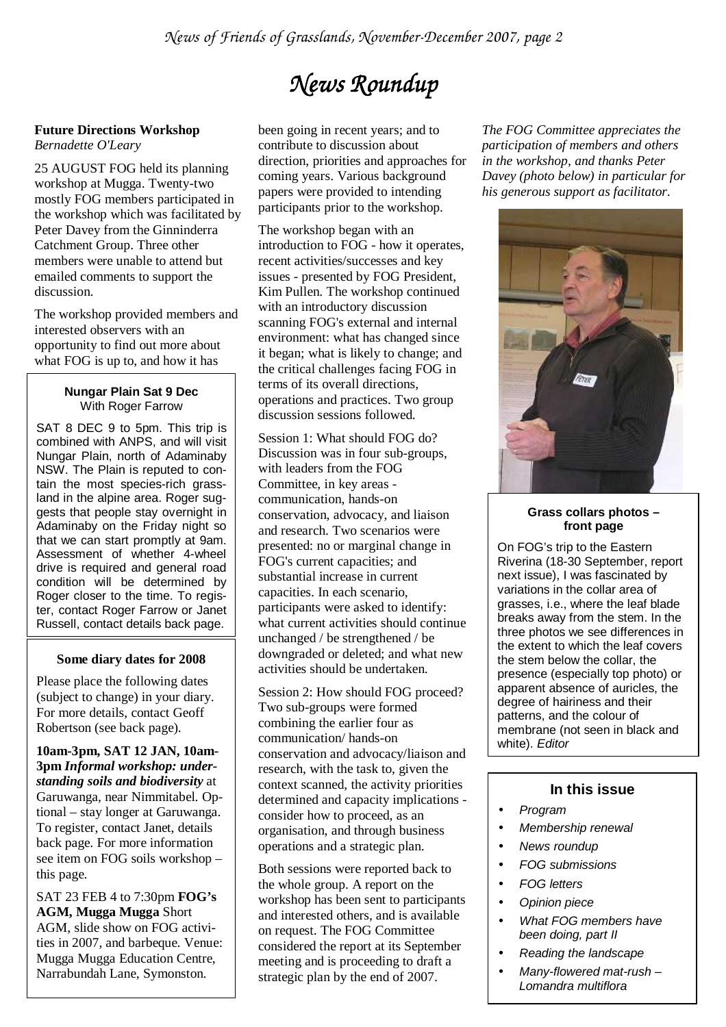# News Roundup

### Future Directions Workshop

*Bernadette O'Leary*

25 AUGUST FOG held its planning workshop at Mugga. Twenty-two mostly FOG members participated in the workshop which was facilitated by Peter Davey from the Ginninderra Catchment Group. Three other members were unable to attend but emailed comments to support the discussion.

The workshop provided members and interested observers with an opportunity to find out more about what FOG is up to, and how it has been going in recent years; and to contribute to discussion about direction, priorities and approaches for coming years. Various background papers were provided to intending participants prior to the workshop.

The workshop began with an introduction to FOG - how it operates, recent activities/successes and key issues - presented by FOG President, Kim Pullen. The workshop continued with an introductory discussion scanning FOG's external and internal environment: what has changed since it began; what is likely to change; and the critical challenges facing FOG in terms of its overall directions, operations and practices. Two group discussion sessions followed.

Session 1: What should FOG do? Discussion was in four sub-groups, with leaders from the FOG Committee, in key areas - communication, hands-on conservation, advocacy, and liaison and research. Two scenarios were presented: no or marginal change in FOG's current capacities; and substantial increase in current capacities. In each scenario, participants were asked to identify: what current activities should continue unchanged / be strengthened / be downgraded or deleted; and what new activities should be undertaken.

Session 2: How should FOG proceed? Two sub-groups were formed combining the earlier four as communication/ hands-on conservation and advocacy/liaison and research, with the task to, given the context scanned, the activity priorities determined and capacity implications - consider how to proceed, as an organisation, and through business operations and a strategic plan.

Both sessions were reported back to the whole group. A report on the workshop has been sent to participants and interested others, and is available on request. The FOG Committee considered the report at its September meeting and is proceeding to draft a strategic plan by the end of 2007.

*The FOG Committee appreciates the participation of members and others in the workshop, and thanks Peter Davey (photo below) in particular for his generous support as facilitator.*

### Nungar Plain Sat 9 Dec

With Roger Farrow

SAT 8 DEC 9 to 5pm. This trip is combined with ANPS, and will visit Nungar Plain, north of Adaminaby NSW. The Plain is reputed to contain the most species-rich grassland in the alpine area. Roger suggests that people stay overnight in Adaminaby on the Friday night so that we can start promptly at 9am. Assessment of whether 4-wheel drive is required and general road condition will be determined by Roger closer to the time. To register, contact Roger Farrow or Janet Russell, contact details back page.

### Some diary dates for 2008

Please place the following dates (subject to change) in your diary. For more details, contact Geoff Robertson (see back page).

**10am-3pm, SAT 12 JAN, 10am-3pm *Informal workshop: understanding soils and biodiversity*** at Garuwanga, near Nimmitabel. Optional – stay longer at Garuwanga. To register, contact Janet, details back page. For more information see item on FOG soils workshop – this page.

SAT 23 FEB 4 to 7:30pm **FOG's AGM, Mugga Mugga** Short AGM, slide show on FOG activities in 2007, and barbeque. Venue: Mugga Mugga Education Centre, Narrabundah Lane, Symonston.

### Grass collars photos – front page

On FOG's trip to the Eastern Riverina (18-30 September, report next issue), I was fascinated by variations in the collar area of grasses, i.e., where the leaf blade breaks away from the stem. In the three photos we see differences in the extent to which the leaf covers the stem below the collar, the presence (especially top photo) or apparent absence of auricles, the degree of hairiness and their patterns, and the colour of membrane (not seen in black and white). *Editor*

### In this issue

- *Program*
- *Membership renewal*
- *News roundup*
- *FOG submissions*
- *FOG letters*
- *Opinion piece*
- *What FOG members have been doing, part II*
- *Reading the landscape*
- *Many-flowered mat-rush – Lomandra multiflora*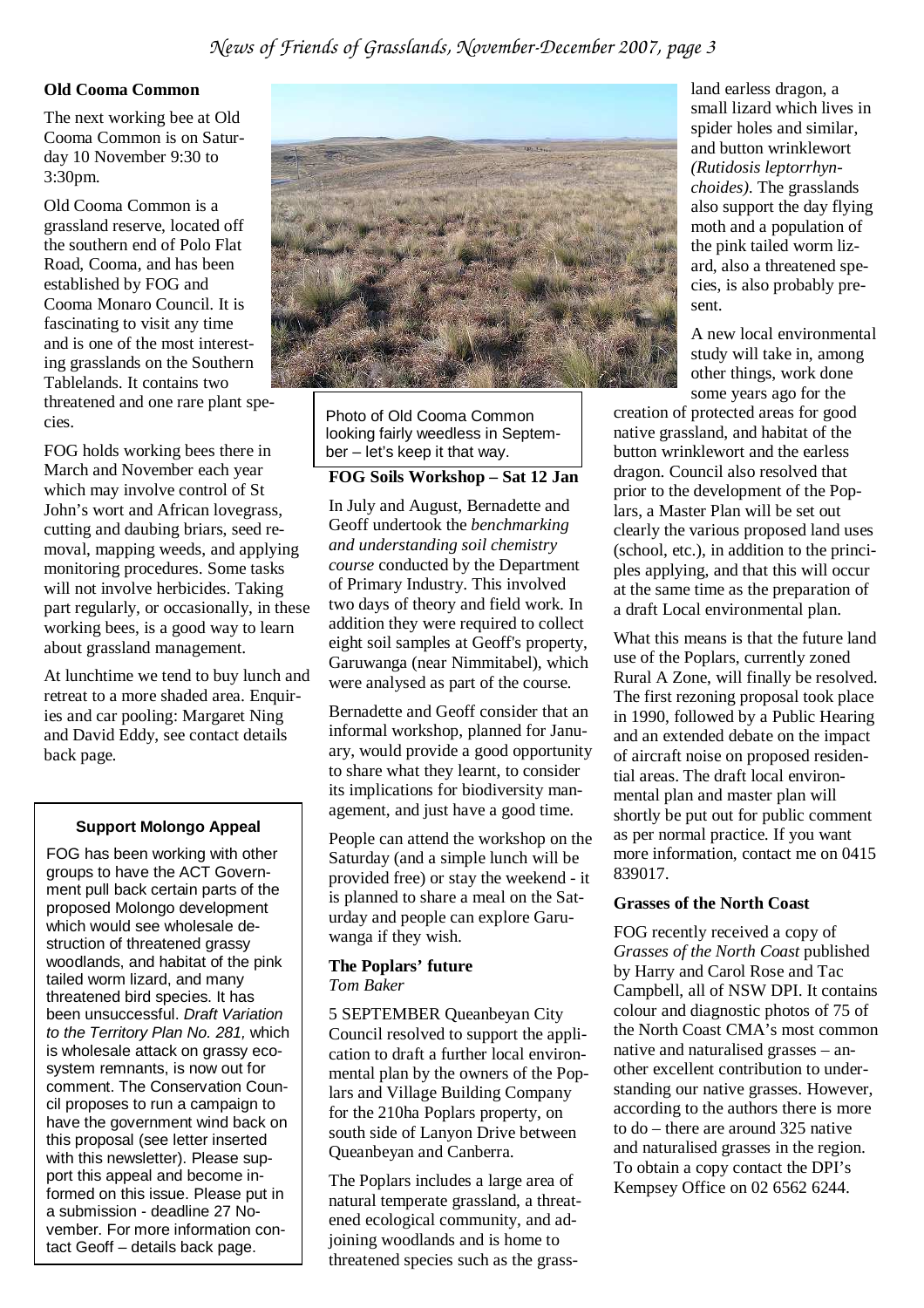### Old Cooma Common

The next working bee at Old Cooma Common is on Saturday 10 November 9:30 to 3:30pm.

Old Cooma Common is a grassland reserve, located off the southern end of Polo Flat Road, Cooma, and has been established by FOG and Cooma Monaro Council. It is fascinating to visit any time and is one of the most interesting grasslands on the Southern Tablelands. It contains two threatened and one rare plant species.

FOG holds working bees there in March and November each year which may involve control of St John's wort and African lovegrass, cutting and daubing briars, seed removal, mapping weeds, and applying monitoring procedures. Some tasks will not involve herbicides. Taking part regularly, or occasionally, in these working bees, is a good way to learn about grassland management.

At lunchtime we tend to buy lunch and retreat to a more shaded area. Enquiries and car pooling: Margaret Ning and David Eddy, see contact details back page.

Photo of Old Cooma Common looking fairly weedless in September – let's keep it that way.

#### Support Molongo Appeal

FOG has been working with other groups to have the ACT Government pull back certain parts of the proposed Molongo development which would see wholesale destruction of threatened grassy woodlands, and habitat of the pink tailed worm lizard, and many threatened bird species. It has been unsuccessful. *Draft Variation to the Territory Plan No. 281,* which is wholesale attack on grassy ecosystem remnants, is now out for comment. The Conservation Council proposes to run a campaign to have the government wind back on this proposal (see letter inserted with this newsletter). Please support this appeal and become informed on this issue. Please put in a submission - deadline 27 November. For more information contact Geoff – details back page.

### FOG Soils Workshop – Sat 12 Jan

In July and August, Bernadette and Geoff undertook the *benchmarking and understanding soil chemistry course* conducted by the Department of Primary Industry. This involved two days of theory and field work. In addition they were required to collect eight soil samples at Geoff's property, Garuwanga (near Nimmitabel), which were analysed as part of the course.

Bernadette and Geoff consider that an informal workshop, planned for January, would provide a good opportunity to share what they learnt, to consider its implications for biodiversity management, and just have a good time.

People can attend the workshop on the Saturday (and a simple lunch will be provided free) or stay the weekend - it is planned to share a meal on the Saturday and people can explore Garuwanga if they wish.

### The Poplars' future

*Tom Baker*

5 SEPTEMBER Queanbeyan City Council resolved to support the application to draft a further local environmental plan by the owners of the Poplars and Village Building Company for the 210ha Poplars property, on south side of Lanyon Drive between Queanbeyan and Canberra.

The Poplars includes a large area of natural temperate grassland, a threatened ecological community, and adjoining woodlands and is home to threatened species such as the grassland earless dragon, a small lizard which lives in spider holes and similar, and button wrinklewort *(Rutidosis leptorrhynchoides)*. The grasslands also support the day flying moth and a population of the pink tailed worm lizard, also a threatened species, is also probably present.

A new local environmental study will take in, among other things, work done some years ago for the creation of protected areas for good native grassland, and habitat of the button wrinklewort and the earless dragon. Council also resolved that prior to the development of the Poplars, a Master Plan will be set out clearly the various proposed land uses (school, etc.), in addition to the principles applying, and that this will occur at the same time as the preparation of a draft Local environmental plan.

What this means is that the future land use of the Poplars, currently zoned Rural A Zone, will finally be resolved. The first rezoning proposal took place in 1990, followed by a Public Hearing and an extended debate on the impact of aircraft noise on proposed residential areas. The draft local environmental plan and master plan will shortly be put out for public comment as per normal practice. If you want more information, contact me on 0415 839017.

### Grasses of the North Coast

FOG recently received a copy of *Grasses of the North Coast* published by Harry and Carol Rose and Tac Campbell, all of NSW DPI. It contains colour and diagnostic photos of 75 of the North Coast CMA's most common native and naturalised grasses – another excellent contribution to understanding our native grasses. However, according to the authors there is more to do – there are around 325 native and naturalised grasses in the region. To obtain a copy contact the DPI's Kempsey Office on 02 6562 6244.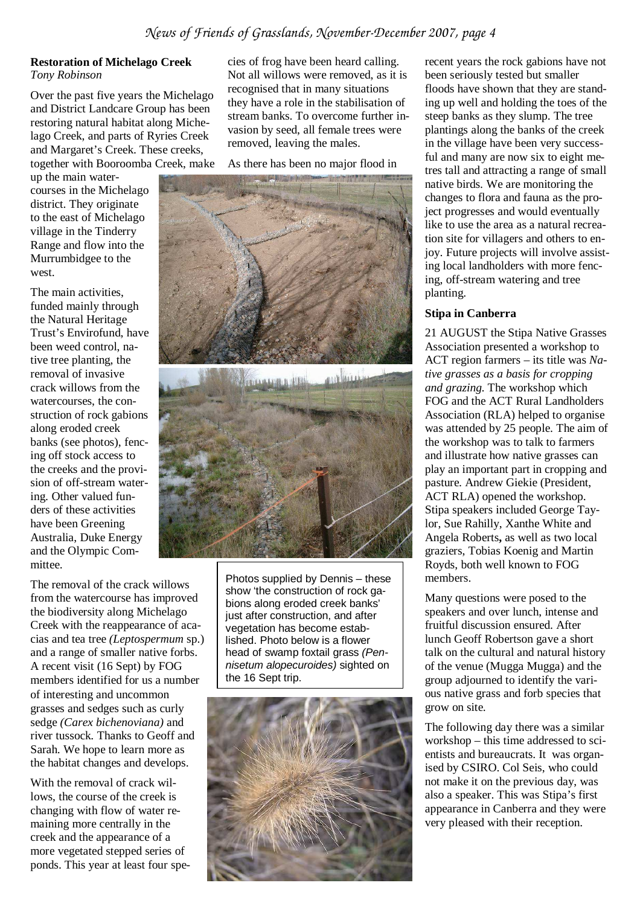## Restoration of Michelago Creek

*Tony Robinson*

Over the past five years the Michelago and District Landcare Group has been restoring natural habitat along Michelago Creek, and parts of Ryries Creek and Margaret's Creek. These creeks, together with Booroomba Creek, make up the main watercourses in the Michelago district. They originate to the east of Michelago village in the Tinderry Range and flow into the Murrumbidgee to the west.

The main activities, funded mainly through the Natural Heritage Trust's Envirofund, have been weed control, native tree planting, the removal of invasive crack willows from the watercourses, the construction of rock gabions along eroded creek banks (see photos), fencing off stock access to the creeks and the provision of off-stream watering. Other valued funders of these activities have been Greening Australia, Duke Energy and the Olympic Committee.

The removal of the crack willows from the watercourse has improved the biodiversity along Michelago Creek with the reappearance of acacias and tea tree *(Leptospermum* sp.) and a range of smaller native forbs. A recent visit (16 Sept) by FOG members identified for us a number of interesting and uncommon grasses and sedges such as curly sedge *(Carex bichenoviana)* and river tussock. Thanks to Geoff and Sarah. We hope to learn more as the habitat changes and develops.

With the removal of crack willows, the course of the creek is changing with flow of water remaining more centrally in the creek and the appearance of a more vegetated stepped series of ponds. This year at least four species of frog have been heard calling. Not all willows were removed, as it is recognised that in many situations they have a role in the stabilisation of stream banks. To overcome further invasion by seed, all female trees were removed, leaving the males.

As there has been no major flood in recent years the rock gabions have not been seriously tested but smaller floods have shown that they are standing up well and holding the toes of the steep banks as they slump. The tree plantings along the banks of the creek in the village have been very successful and many are now six to eight metres tall and attracting a range of small native birds. We are monitoring the changes to flora and fauna as the project progresses and would eventually like to use the area as a natural recreation site for villagers and others to enjoy. Future projects will involve assisting local landholders with more fencing, off-stream watering and tree planting.

Photos supplied by Dennis – these show 'the construction of rock gabions along eroded creek banks' just after construction, and after vegetation has become established. Photo below is a flower head of swamp foxtail grass *(Pennisetum alopecuroides)* sighted on the 16 Sept trip.

## Stipa in Canberra

21 AUGUST the Stipa Native Grasses Association presented a workshop to ACT region farmers – its title was *Native grasses as a basis for cropping and grazing.* The workshop which FOG and the ACT Rural Landholders Association (RLA) helped to organise was attended by 25 people. The aim of the workshop was to talk to farmers and illustrate how native grasses can play an important part in cropping and pasture. Andrew Giekie (President, ACT RLA) opened the workshop. Stipa speakers included George Taylor, Sue Rahilly, Xanthe White and Angela Roberts**,** as well as two local graziers, Tobias Koenig and Martin Royds, both well known to FOG members.

Many questions were posed to the speakers and over lunch, intense and fruitful discussion ensured. After lunch Geoff Robertson gave a short talk on the cultural and natural history of the venue (Mugga Mugga) and the group adjourned to identify the various native grass and forb species that grow on site.

The following day there was a similar workshop – this time addressed to scientists and bureaucrats. It was organised by CSIRO. Col Seis, who could not make it on the previous day, was also a speaker. This was Stipa's first appearance in Canberra and they were very pleased with their reception.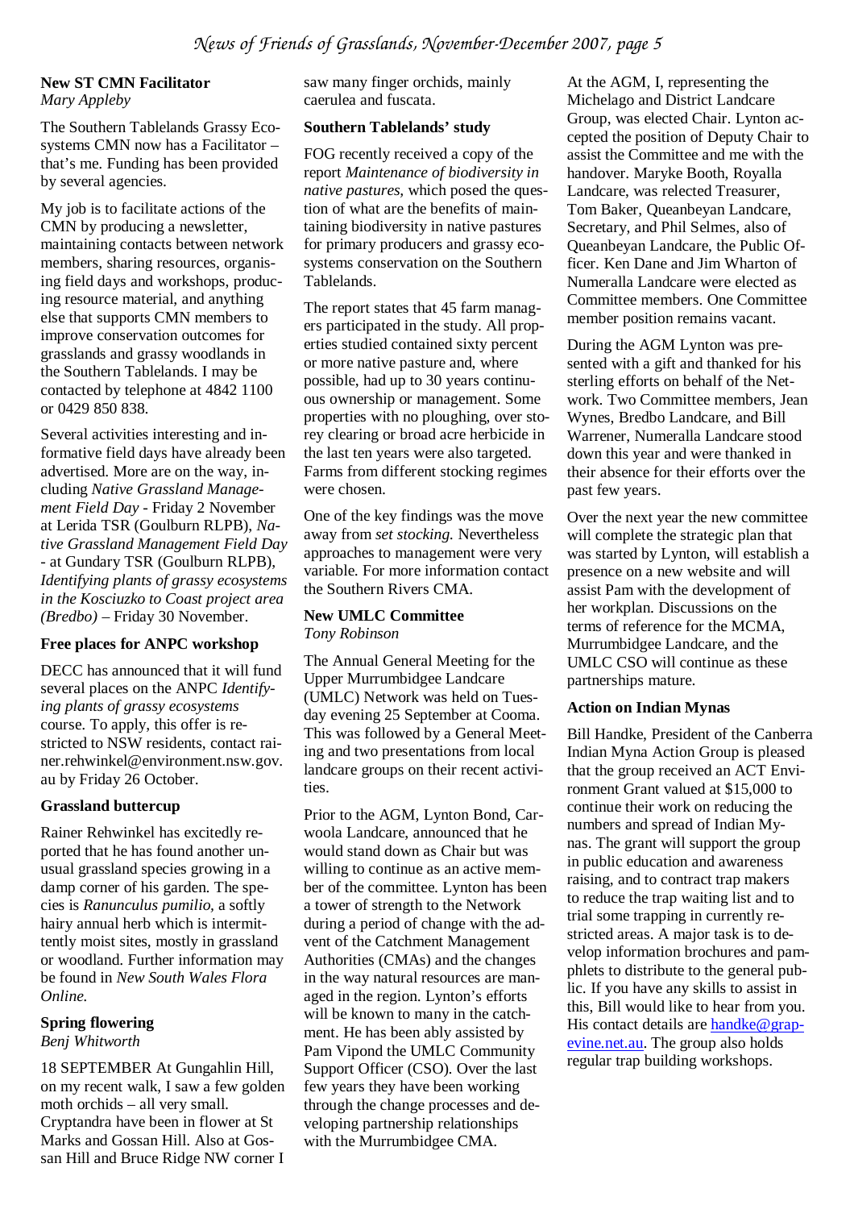## New ST CMN Facilitator

*Mary Appleby*

The Southern Tablelands Grassy Ecosystems CMN now has a Facilitator – that's me. Funding has been provided by several agencies.

My job is to facilitate actions of the CMN by producing a newsletter, maintaining contacts between network members, sharing resources, organising field days and workshops, producing resource material, and anything else that supports CMN members to improve conservation outcomes for grasslands and grassy woodlands in the Southern Tablelands. I may be contacted by telephone at 4842 1100 or 0429 850 838.

Several activities interesting and informative field days have already been advertised. More are on the way, including *Native Grassland Management Field Day* - Friday 2 November at Lerida TSR (Goulburn RLPB), *Native Grassland Management Field Day* - at Gundary TSR (Goulburn RLPB), *Identifying plants of grassy ecosystems in the Kosciuzko to Coast project area (Bredbo)* – Friday 30 November.

## Free places for ANPC workshop

DECC has announced that it will fund several places on the ANPC *Identifying plants of grassy ecosystems* course. To apply, this offer is restricted to NSW residents, contact rainer.rehwinkel@environment.nsw.gov.au by Friday 26 October.

## Grassland buttercup

Rainer Rehwinkel has excitedly reported that he has found another unusual grassland species growing in a damp corner of his garden. The species is *Ranunculus pumilio*, a softly hairy annual herb which intermittently moist sites, mostly in grassland or woodland. Further information may be found in *New South Wales Flora Online.*

## Spring flowering

*Benj Whitworth*

18 SEPTEMBER At Gungahlin Hill, on my recent walk, I saw a few golden moth orchids – all very small. Cryptandra have been in flower at St Marks and Gossan Hill. Also at Gossan Hill and Bruce Ridge NW corner I saw many finger orchids, mainly caerulea and fuscata.

## Southern Tablelands' study

FOG recently received a copy of the report *Maintenance of biodiversity in native pastures*, which posed the question of what are the benefits of maintaining biodiversity in native pastures for primary producers and grassy ecosystems conservation on the Southern Tablelands.

The report states that 45 farm managers participated in the study. All properties studied contained sixty percent or more native pasture and, where possible, had up to 30 years continuous ownership or management. Some properties with no ploughing, over storey clearing or broad acre herbicide in the last ten years were also targeted. Farms from different stocking regimes were chosen.

One of the key findings was the move away from *set stocking.* Nevertheless approaches to management were very variable. For more information contact the Southern Rivers CMA.

## New UMLC Committee

*Tony Robinson*

The Annual General Meeting for the Upper Murrumbidgee Landcare (UMLC) Network was held on Tuesday evening 25 September at Cooma. This was followed by a General Meeting and two presentations from local landcare groups on their recent activities.

Prior to the AGM, Lynton Bond, Carwoola Landcare, announced that he would stand down as Chair but was willing to continue as an active member of the committee. Lynton has been a tower of strength to the Network during a period of change with the advent of the Catchment Management Authorities (CMAs) and the changes in the way natural resources are managed in the region. Lynton's efforts will be known to many in the catchment. He has been ably assisted by Pam Vipond the UMLC Community Support Officer (CSO). Over the last few years they have been working through the change processes and developing partnership relationships with the Murrumbidgee CMA.

At the AGM, I, representing the Michelago and District Landcare Group, was elected Chair. Lynton accepted the position of Deputy Chair to assist the Committee and me with the handover. Maryke Booth, Royalla Landcare, was relected Treasurer, Tom Baker, Queanbeyan Landcare, Secretary, and Phil Selmes, also of Queanbeyan Landcare, the Public Officer. Ken Dane and Jim Wharton of Numeralla Landcare were elected as Committee members. One Committee member position remains vacant.

During the AGM Lynton was presented with a gift and thanked for his sterling efforts on behalf of the Network. Two Committee members, Jean Wynes, Bredbo Landcare, and Bill Warrener, Numeralla Landcare stood down this year and were thanked in their absence for their efforts over the past few years.

Over the next year the new committee will complete the strategic plan that was started by Lynton, will establish a presence on a new website and will assist Pam with the development of her workplan. Discussions on the terms of reference for the MCMA, Murrumbidgee Landcare, and the UMLC CSO will continue as these partnerships mature.

## Action on Indian Mynas

Bill Handke, President of the Canberra Indian Myna Action Group is pleased that the group received an ACT Environment Grant valued at $15,000 to continue their work on reducing the numbers and spread of Indian Mynas. The grant will support the group in public education and awareness raising, and to contract trap makers to reduce the trap waiting list and to trial some trapping in currently restricted areas. A major task is to develop information brochures and pamphlets to distribute to the general public. If you have any skills to assist in this, Bill would like to hear from you. His contact details are handke@grapevine.net.au. The group also holds regular trap building workshops.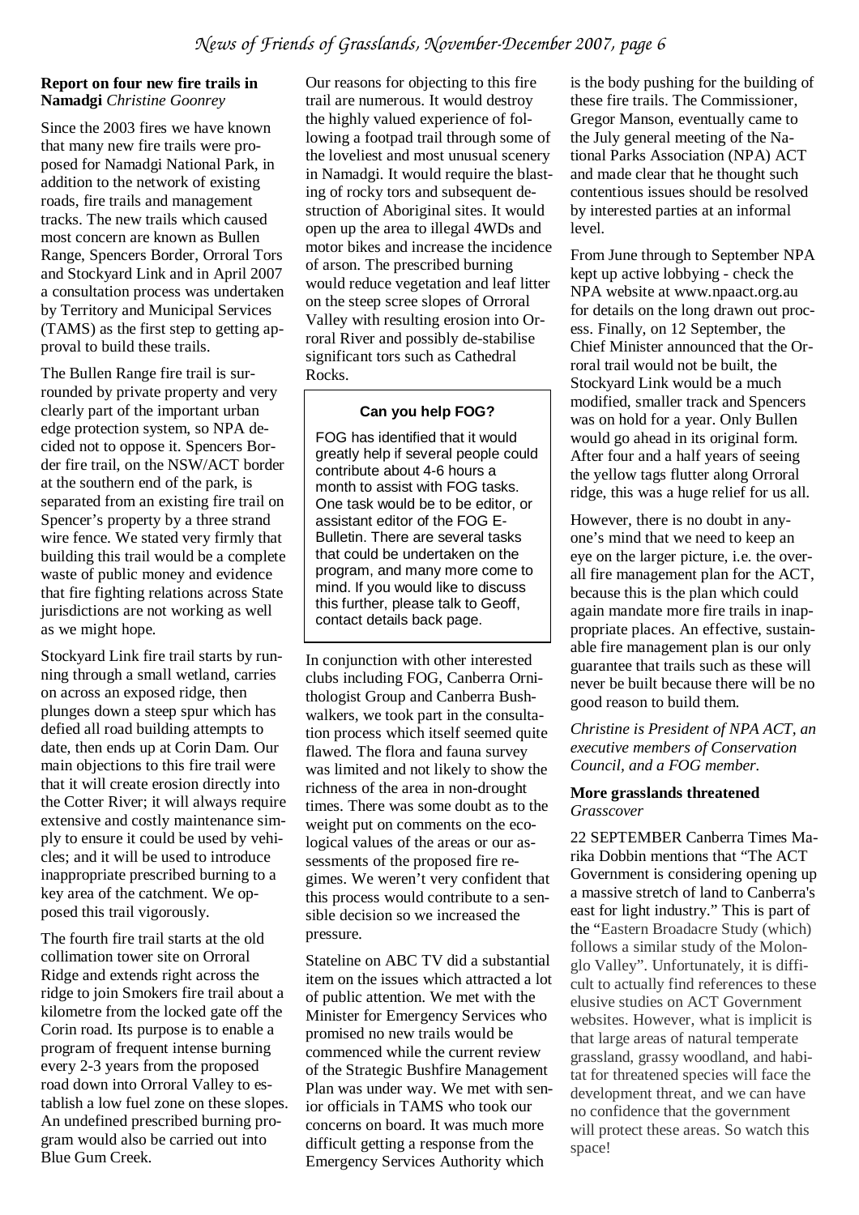### Report on four new fire trails in Namadgi *Christine Goonrey*

Since the 2003 fires we have known that many new fire trails were proposed for Namadgi National Park, in addition to the network of existing roads, fire trails and management tracks. The new trails which caused most concern are known as Bullen Range, Spencers Border, Orroral Tors and Stockyard Link and in April 2007 a consultation process was undertaken by Territory and Municipal Services (TAMS) as the first step to getting approval to build these trails.

The Bullen Range fire trail is surrounded by private property and very clearly part of the important urban edge protection system, so NPA decided not to oppose it. Spencers Border fire trail, on the NSW/ACT border at the southern end of the park, is separated from an existing fire trail on Spencer's property by a three strand wire fence. We stated very firmly that building this trail would be a complete waste of public money and evidence that fire fighting relations across State jurisdictions are not working as well as we might hope.

Stockyard Link fire trail starts by running through a small wetland, carries on across an exposed ridge, then plunges down a steep spur which has defied all road building attempts to date, then ends up at Corin Dam. Our main objections to this fire trail were that it will create erosion directly into the Cotter River; it will always require extensive and costly maintenance simply to ensure it could be used by vehicles; and it will be used to introduce inappropriate prescribed burning to a key area of the catchment. We opposed this trail vigorously.

The fourth fire trail starts at the old collimation tower site on Orroral Ridge and extends right across the ridge to join Smokers fire trail about a kilometre from the locked gate off the Corin road. Its purpose is to enable a program of frequent intense burning every 2-3 years from the proposed road down into Orroral Valley to establish a low fuel zone on these slopes. An undefined prescribed burning program would also be carried out into Blue Gum Creek.

Our reasons for objecting to this fire trail are numerous. It would destroy the highly valued experience of following a footpad trail through some of the loveliest and most unusual scenery in Namadgi. It would require the blasting of rocky tors and subsequent destruction of Aboriginal sites. It would open up the area to illegal 4WDs and motor bikes and increase the incidence of arson. The prescribed burning would reduce vegetation and leaf litter on the steep scree slopes of Orroral Valley with resulting erosion into Orroral River and possibly de-stabilise significant tors such as Cathedral Rocks.

In conjunction with other interested clubs including FOG, Canberra Ornithologist Group and Canberra Bushwalkers, we took part in the consultation process which itself seemed quite flawed. The flora and fauna survey was limited and not likely to show the richness of the area in non-drought times. There was some doubt as to the weight put on comments on the ecological values of the areas or our assessments of the proposed fire regimes. We weren't very confident that this process would contribute to a sensible decision so we increased the pressure.

Stateline on ABC TV did a substantial item on the issues which attracted a lot of public attention. We met with the Minister for Emergency Services who promised no new trails would be commenced while the current review of the Strategic Bushfire Management Plan was under way. We met with senior officials in TAMS who took our concerns on board. It was much more difficult getting a response from the Emergency Services Authority which is the body pushing for the building of these fire trails. The Commissioner, Gregor Manson, eventually came to the July general meeting of the National Parks Association (NPA) ACT and made clear that he thought such contentious issues should be resolved by interested parties at an informal level.

From June through to September NPA kept up active lobbying - check the NPA website at www.npaact.org.au for details on the long drawn out process. Finally, on 12 September, the Chief Minister announced that the Orroral trail would not be built, the Stockyard Link would be a much modified, smaller track and Spencers was on hold for a year. Only Bullen would go ahead in its original form. After four and a half years of seeing the yellow tags flutter along Orroral ridge, this was a huge relief for us all.

However, there is no doubt in anyone's mind that we need to keep an eye on the larger picture, i.e. the overall fire management plan for the ACT, because this is the plan which could again mandate more fire trails in inappropriate places. An effective, sustainable fire management plan is our only guarantee that trails such as these will never be built because there will be no good reason to build them.

*Christine is President of NPA ACT, an executive members of Conservation Council, and a FOG member.*

> **Can you help FOG?**
>
> FOG has identified that it would greatly help if several people could contribute about 4-6 hours a month to assist with FOG tasks. One task would be to be editor, or assistant editor of the FOG E-Bulletin. There are several tasks that could be undertaken on the program, and many more come to mind. If you would like to discuss this further, please talk to Geoff, contact details back page.

### More grasslands threatened *Grasscover*

22 SEPTEMBER Canberra Times Marika Dobbin mentions that "The ACT Government is considering opening up a massive stretch of land to Canberra's east for light industry." This is part of the "Eastern Broadacre Study (which) follows a similar study of the Molonglo Valley". Unfortunately, it is difficult to actually find references to these elusive studies on ACT Government websites. However, what is implicit is that large areas of natural temperate grassland, grassy woodland, and habitat for threatened species will face the development threat, and we can have no confidence that the government will protect these areas. So watch this space!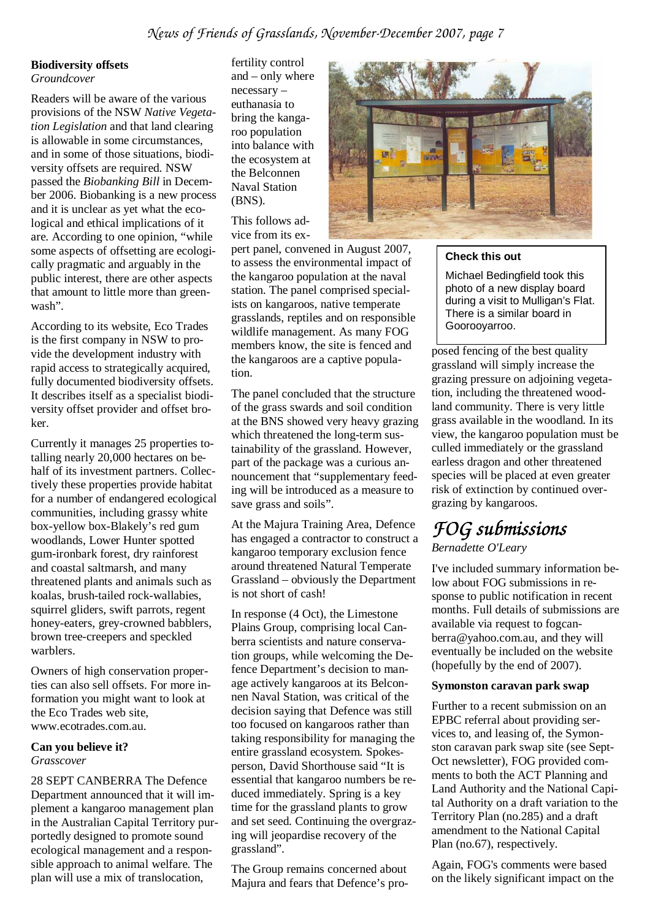### Biodiversity offsets

*Groundcover*

Readers will be aware of the various provisions of the NSW *Native Vegetation Legislation* and that land clearing is allowable in some circumstances, and in some of those situations, biodiversity offsets are required. NSW passed the *Biobanking Bill* in December 2006. Biobanking is a new process and it is unclear as yet what the ecological and ethical implications of it are. According to one opinion, "while some aspects of offsetting are ecologically pragmatic and arguably in the public interest, there are other aspects that amount to little more than greenwash".

According to its website, Eco Trades is the first company in NSW to provide the development industry with rapid access to strategically acquired, fully documented biodiversity offsets. It describes itself as a specialist biodiversity offset provider and offset broker.

Currently it manages 25 properties totalling nearly 20,000 hectares on behalf of its investment partners. Collectively these properties provide habitat for a number of endangered ecological communities, including grassy white box-yellow box-Blakely's red gum woodlands, Lower Hunter spotted gum-ironbark forest, dry rainforest and coastal saltmarsh, and many threatened plants and animals such as koalas, brush-tailed rock-wallabies, squirrel gliders, swift parrots, regent honey-eaters, grey-crowned babblers, brown tree-creepers and speckled warblers.

Owners of high conservation properties can also sell offsets. For more information you might want to look at the Eco Trades web site, www.ecotrades.com.au.

### Can you believe it?

*Grasscover*

28 SEPT CANBERRA The Defence Department announced that it will implement a kangaroo management plan in the Australian Capital Territory purportedly designed to promote sound ecological management and a responsible approach to animal welfare. The plan will use a mix of translocation, fertility control and – only where necessary – euthanasia to bring the kangaroo population into balance with the ecosystem at the Belconnen Naval Station (BNS).

This follows advice from its expert panel, convened in August 2007, to assess the environmental impact of the kangaroo population at the naval station. The panel comprised specialists on kangaroos, native temperate grasslands, reptiles and on responsible wildlife management. As many FOG members know, the site is fenced and the kangaroos are a captive population.

The panel concluded that the structure of the grass swards and soil condition at the BNS showed very heavy grazing which threatened the long-term sustainability of the grassland. However, part of the package was a curious announcement that "supplementary feeding will be introduced as a measure to save grass and soils".

At the Majura Training Area, Defence has engaged a contractor to construct a kangaroo temporary exclusion fence around threatened Natural Temperate Grassland – obviously the Department is not short of cash!

In response (4 Oct), the Limestone Plains Group, comprising local Canberra scientists and nature conservation groups, while welcoming the Defence Department's decision to manage actively kangaroos at its Belconnen Naval Station, was critical of the decision saying that Defence was still too focused on kangaroos rather than taking responsibility for managing the entire grassland ecosystem. Spokesperson, David Shorthouse said "It is essential that kangaroo numbers be reduced immediately. Spring is a key time for the grassland plants to grow and set seed. Continuing the overgrazing will jeopardise recovery of the grassland".

The Group remains concerned about Majura and fears that Defence's proposed fencing of the best quality grassland will simply increase the grazing pressure on adjoining vegetation, including the threatened woodland community. There is very little grass available in the woodland. In its view, the kangaroo population must be culled immediately or the grassland earless dragon and other threatened species will be placed at even greater risk of extinction by continued overgrazing by kangaroos.

**Check this out**

Michael Bedingfield took this photo of a new display board during a visit to Mulligan's Flat. There is a similar board in Goorooyarroo.

# FOG submissions

*Bernadette O'Leary*

I've included summary information below about FOG submissions in response to public notification in recent months. Full details of submissions are available via request to fogcanberra@yahoo.com.au, and they will eventually be included on the website (hopefully by the end of 2007).

### Symonston caravan park swap

Further to a recent submission on an EPBC referral about providing services to, and leasing of, the Symonston caravan park swap site (see Sept-Oct newsletter), FOG provided comments to both the ACT Planning and Land Authority and the National Capital Authority on a draft variation to the Territory Plan (no.285) and a draft amendment to the National Capital Plan (no.67), respectively.

Again, FOG's comments were based on the likely significant impact on the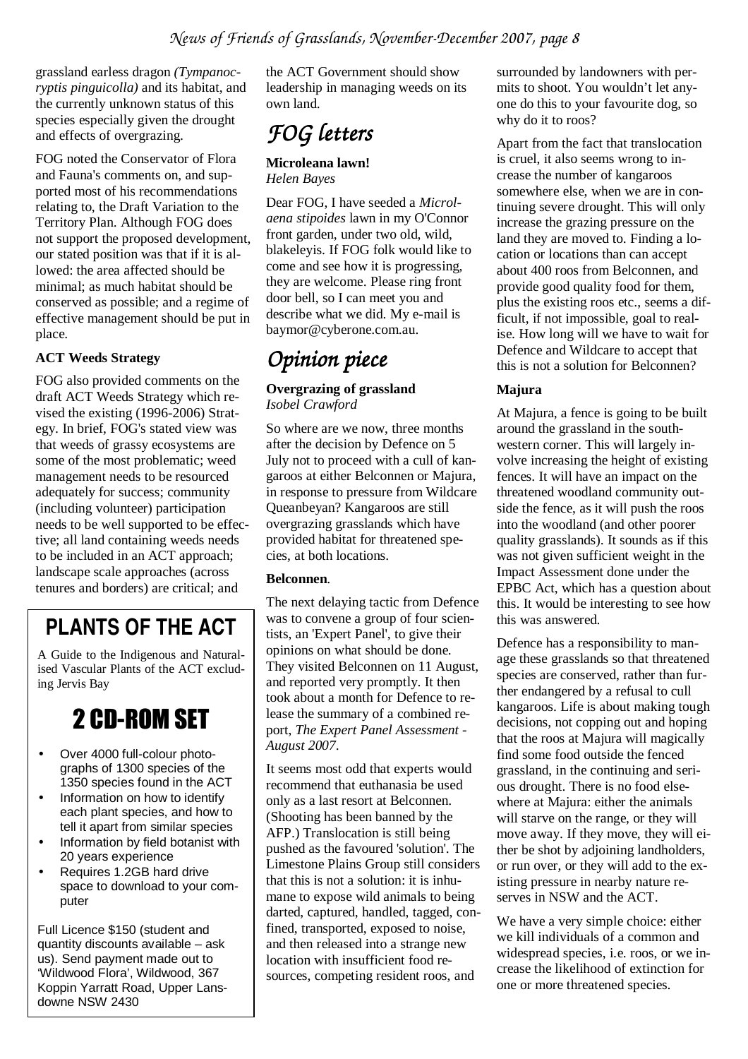grassland earless dragon *(Tympanocryptis pinguicolla)* and its habitat, and the currently unknown status of this species especially given the drought and effects of overgrazing.

FOG noted the Conservator of Flora and Fauna's comments on, and supported most of his recommendations relating to, the Draft Variation to the Territory Plan. Although FOG does not support the proposed development, our stated position was that if it is allowed: the area affected should be minimal; as much habitat should be conserved as possible; and a regime of effective management should be put in place.

**ACT Weeds Strategy**

FOG also provided comments on the draft ACT Weeds Strategy which revised the existing (1996-2006) Strategy. In brief, FOG's stated view was that weeds of grassy ecosystems are some of the most problematic; weed management needs to be resourced adequately for success; community (including volunteer) participation needs to be well supported to be effective; all land containing weeds needs to be included in an ACT approach; landscape scale approaches (across tenures and borders) are critical; and the ACT Government should show leadership in managing weeds on its own land.

# PLANTS OF THE ACT

A Guide to the Indigenous and Naturalised Vascular Plants of the ACT excluding Jervis Bay

## 2 CD-ROM SET

- Over 4000 full-colour photographs of 1300 species of the 1350 species found in the ACT
- Information on how to identify each plant species, and how to tell it apart from similar species
- Information by field botanist with 20 years experience
- Requires 1.2GB hard drive space to download to your computer

Full Licence $150 (student and quantity discounts available – ask us). Send payment made out to 'Wildwood Flora', Wildwood, 367 Koppin Yarratt Road, Upper Lansdowne NSW 2430

# FOG letters

**Microleana lawn!**
*Helen Bayes*

Dear FOG, I have seeded a *Microlaena stipoides* lawn in my O'Connor front garden, under two old, wild, blakeleyis. If FOG folk would like to come and see how it is progressing, they are welcome. Please ring front door bell, so I can meet you and describe what we did. My e-mail is baymor@cyberone.com.au.

# Opinion piece

**Overgrazing of grassland**
*Isobel Crawford*

So where are we now, three months after the decision by Defence on 5 July not to proceed with a cull of kangaroos at either Belconnen or Majura, in response to pressure from Wildcare Queanbeyan? Kangaroos are still overgrazing grasslands which have provided habitat for threatened species, at both locations.

**Belconnen**.

The next delaying tactic from Defence was to convene a group of four scientists, an 'Expert Panel', to give their opinions on what should be done. They visited Belconnen on 11 August, and reported very promptly. It then took about a month for Defence to release the summary of a combined report, *The Expert Panel Assessment - August 2007*.

It seems most odd that experts would recommend that euthanasia be used only as a last resort at Belconnen. (Shooting has been banned by the AFP.) Translocation is still being pushed as the favoured 'solution'. The Limestone Plains Group still considers that this is not a solution: it is inhumane to expose wild animals to being darted, captured, handled, tagged, confined, transported, exposed to noise, and then released into a strange new location with insufficient food resources, competing resident roos, and surrounded by landowners with permits to shoot. You wouldn't let anyone do this to your favourite dog, so why do it to roos?

Apart from the fact that translocation is cruel, it also seems wrong to increase the number of kangaroos somewhere else, when we are in continuing severe drought. This will only increase the grazing pressure on the land they are moved to. Finding a location or locations than can accept about 400 roos from Belconnen, and provide good quality food for them, plus the existing roos etc., seems a difficult, if not impossible, goal to realise. How long will we have to wait for Defence and Wildcare to accept that this is not a solution for Belconnen?

**Majura**

At Majura, a fence is going to be built around the grassland in the southwestern corner. This will largely involve increasing the height of existing fences. It will have an impact on the threatened woodland community outside the fence, as it will push the roos into the woodland (and other poorer quality grasslands). It sounds as if this was not given sufficient weight in the Impact Assessment done under the EPBC Act, which has a question about this. It would be interesting to see how this was answered.

Defence has a responsibility to manage these grasslands so that threatened species are conserved, rather than further endangered by a refusal to cull kangaroos. Life is about making tough decisions, not copping out and hoping that the roos at Majura will magically find some food outside the fenced grassland, in the continuing and serious drought. There is no food elsewhere at Majura: either the animals will starve on the range, or they will move away. If they move, they will either be shot by adjoining landholders, or run over, or they will add to the existing pressure in nearby nature reserves in NSW and the ACT.

We have a very simple choice: either we kill individuals of a common and widespread species, i.e. roos, or we increase the likelihood of extinction for one or more threatened species.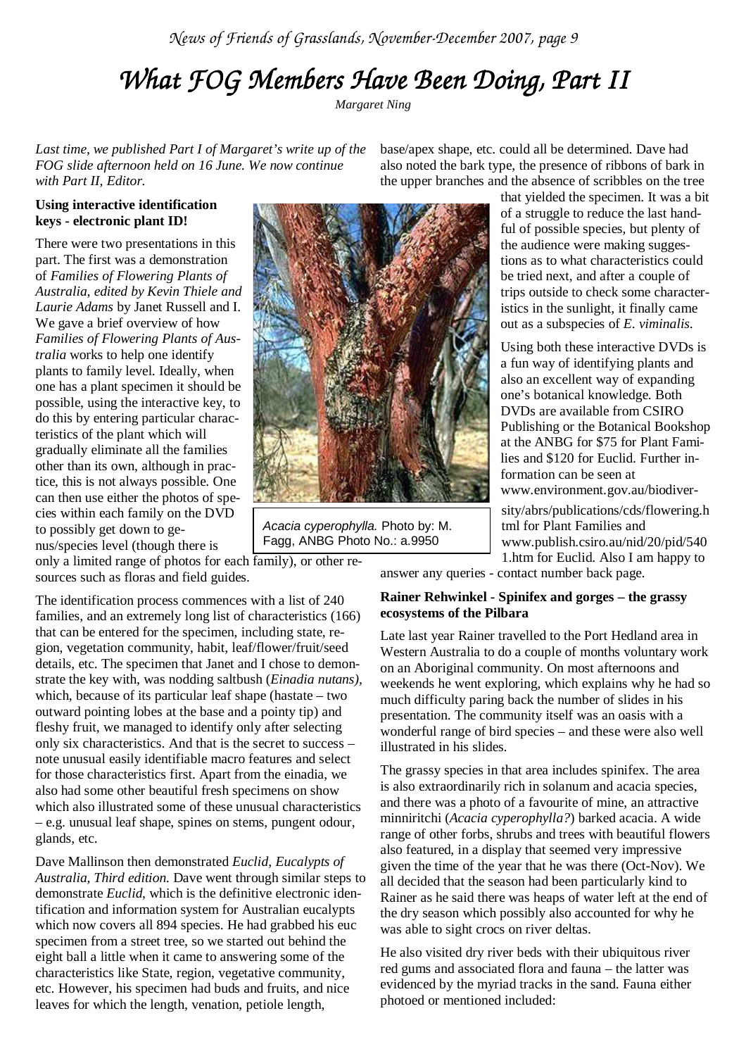# What FOG Members Have Been Doing, Part II

*Margaret Ning*

*Last time, we published Part I of Margaret's write up of the FOG slide afternoon held on 16 June. We now continue with Part II, Editor.*

**Using interactive identification keys - electronic plant ID!**

There were two presentations in this part. The first was a demonstration of *Families of Flowering Plants of Australia, edited by Kevin Thiele and Laurie Adams* by Janet Russell and I. We gave a brief overview of how *Families of Flowering Plants of Australia* works to help one identify plants to family level. Ideally, when one has a plant specimen it should be possible, using the interactive key, to do this by entering particular characteristics of the plant which will gradually eliminate all the families other than its own, although in practice, this is not always possible. One can then use either the photos of species within each family on the DVD to possibly get down to genus/species level (though there is only a limited range of photos for each family), or other resources such as floras and field guides.

The identification process commences with a list of 240 families, and an extremely long list of characteristics (166) that can be entered for the specimen, including state, region, vegetation community, habit, leaf/flower/fruit/seed details, etc. The specimen that Janet and I chose to demonstrate the key with, was nodding saltbush (*Einadia nutans),* which, because of its particular leaf shape (hastate – two outward pointing lobes at the base and a pointy tip) and fleshy fruit, we managed to identify only after selecting only six characteristics. And that is the secret to success – note unusual easily identifiable macro features and select for those characteristics first. Apart from the einadia, we also had some other beautiful fresh specimens on show which also illustrated some of these unusual characteristics – e.g. unusual leaf shape, spines on stems, pungent odour, glands, etc.

Dave Mallinson then demonstrated *Euclid, Eucalypts of Australia, Third edition.* Dave went through similar steps to demonstrate *Euclid*, which is the definitive electronic identification and information system for Australian eucalypts which now covers all 894 species. He had grabbed his euc specimen from a street tree, so we started out behind the eight ball a little when it came to answering some of the characteristics like State, region, vegetative community, etc. However, his specimen had buds and fruits, and nice leaves for which the length, venation, petiole length, base/apex shape, etc. could all be determined. Dave had also noted the bark type, the presence of ribbons of bark in the upper branches and the absence of scribbles on the tree that yielded the specimen. It was a bit of a struggle to reduce the last handful of possible species, but plenty of the audience were making suggestions as to what characteristics could be tried next, and after a couple of trips outside to check some characteristics in the sunlight, it finally came out as a subspecies of *E. viminalis*.

*Acacia cyperophylla.* Photo by: M. Fagg, ANBG Photo No.: a.9950

Using both these interactive DVDs is a fun way of identifying plants and also an excellent way of expanding one's botanical knowledge. Both DVDs are available from CSIRO Publishing or the Botanical Bookshop at the ANBG for $75 for Plant Families and $120 for Euclid. Further information can be seen at www.environment.gov.au/biodiversity/abrs/publications/cds/flowering.html for Plant Families and www.publish.csiro.au/nid/20/pid/5401.htm for Euclid. Also I am happy to answer any queries - contact number back page.

**Rainer Rehwinkel - Spinifex and gorges – the grassy ecosystems of the Pilbara**

Late last year Rainer travelled to the Port Hedland area in Western Australia to do a couple of months voluntary work on an Aboriginal community. On most afternoons and weekends he went exploring, which explains why he had so much difficulty paring back the number of slides in his presentation. The community itself was an oasis with a wonderful range of bird species – and these were also well illustrated in his slides.

The grassy species in that area includes spinifex. The area is also extraordinarily rich in solanum and acacia species, and there was a photo of a favourite of mine, an attractive minniritchi (*Acacia cyperophylla?*) barked acacia. A wide range of other forbs, shrubs and trees with beautiful flowers also featured, in a display that seemed very impressive given the time of the year that he was there (Oct-Nov). We all decided that the season had been particularly kind to Rainer as he said there was heaps of water left at the end of the dry season which possibly also accounted for why he was able to sight crocs on river deltas.

He also visited dry river beds with their ubiquitous river red gums and associated flora and fauna – the latter was evidenced by the myriad tracks in the sand. Fauna either photoed or mentioned included: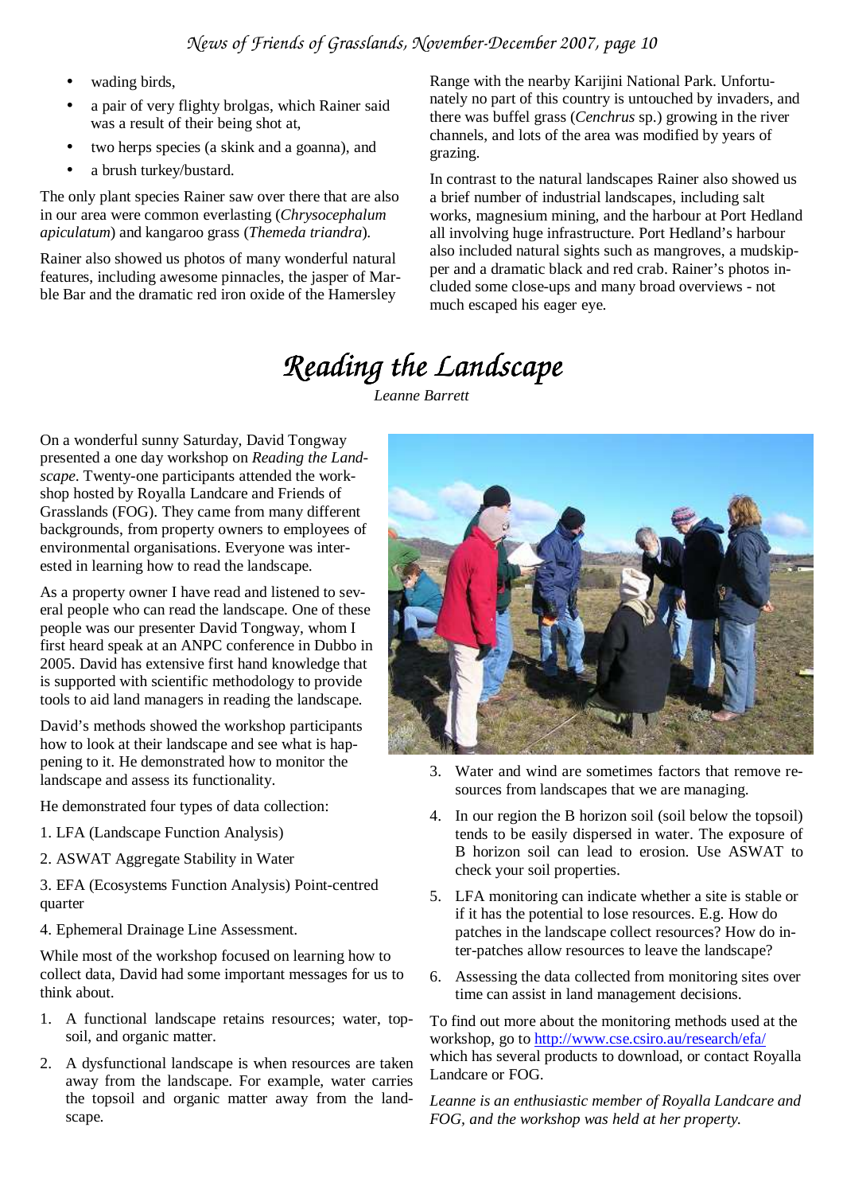- wading birds,
- a pair of very flighty brolgas, which Rainer said was a result of their being shot at,
- two herps species (a skink and a goanna), and
- a brush turkey/bustard.

The only plant species Rainer saw over there that are also in our area were common everlasting (*Chrysocephalum apiculatum*) and kangaroo grass (*Themeda triandra*).

Rainer also showed us photos of many wonderful natural features, including awesome pinnacles, the jasper of Marble Bar and the dramatic red iron oxide of the Hamersley Range with the nearby Karijini National Park. Unfortunately no part of this country is untouched by invaders, and there was buffel grass (*Cenchrus* sp.) growing in the river channels, and lots of the area was modified by years of grazing.

In contrast to the natural landscapes Rainer also showed us a brief number of industrial landscapes, including salt works, magnesium mining, and the harbour at Port Hedland all involving huge infrastructure. Port Hedland's harbour also included natural sights such as mangroves, a mudskipper and a dramatic black and red crab. Rainer's photos included some close-ups and many broad overviews - not much escaped his eager eye.

# Reading the Landscape

*Leanne Barrett*

On a wonderful sunny Saturday, David Tongway presented a one day workshop on *Reading the Landscape*. Twenty-one participants attended the workshop hosted by Royalla Landcare and Friends of Grasslands (FOG). They came from many different backgrounds, from property owners to employees of environmental organisations. Everyone was interested in learning how to read the landscape.

As a property owner I have read and listened to several people who can read the landscape. One of these people was our presenter David Tongway, whom I first heard speak at an ANPC conference in Dubbo in 2005. David has extensive first hand knowledge that is supported with scientific methodology to provide tools to aid land managers in reading the landscape.

David's methods showed the workshop participants how to look at their landscape and see what is happening to it. He demonstrated how to monitor the landscape and assess its functionality.

He demonstrated four types of data collection:

1. LFA (Landscape Function Analysis)
2. ASWAT Aggregate Stability in Water
3. EFA (Ecosystems Function Analysis) Point-centred quarter
4. Ephemeral Drainage Line Assessment.

While most of the workshop focused on learning how to collect data, David had some important messages for us to think about.

1. A functional landscape retains resources; water, topsoil, and organic matter.
2. A dysfunctional landscape is when resources are taken away from the landscape. For example, water carries the topsoil and organic matter away from the landscape.
3. Water and wind are sometimes factors that remove resources from landscapes that we are managing.
4. In our region the B horizon soil (soil below the topsoil) tends to be easily dispersed in water. The exposure of B horizon soil can lead to erosion. Use ASWAT to check your soil properties.
5. LFA monitoring can indicate whether a site is stable or if it has the potential to lose resources. E.g. How do patches in the landscape collect resources? How do inter-patches allow resources to leave the landscape?
6. Assessing the data collected from monitoring sites over time can assist in land management decisions.

To find out more about the monitoring methods used at the workshop, go to http://www.cse.csiro.au/research/efa/ which has several products to download, or contact Royalla Landcare or FOG.

*Leanne is an enthusiastic member of Royalla Landcare and FOG, and the workshop was held at her property.*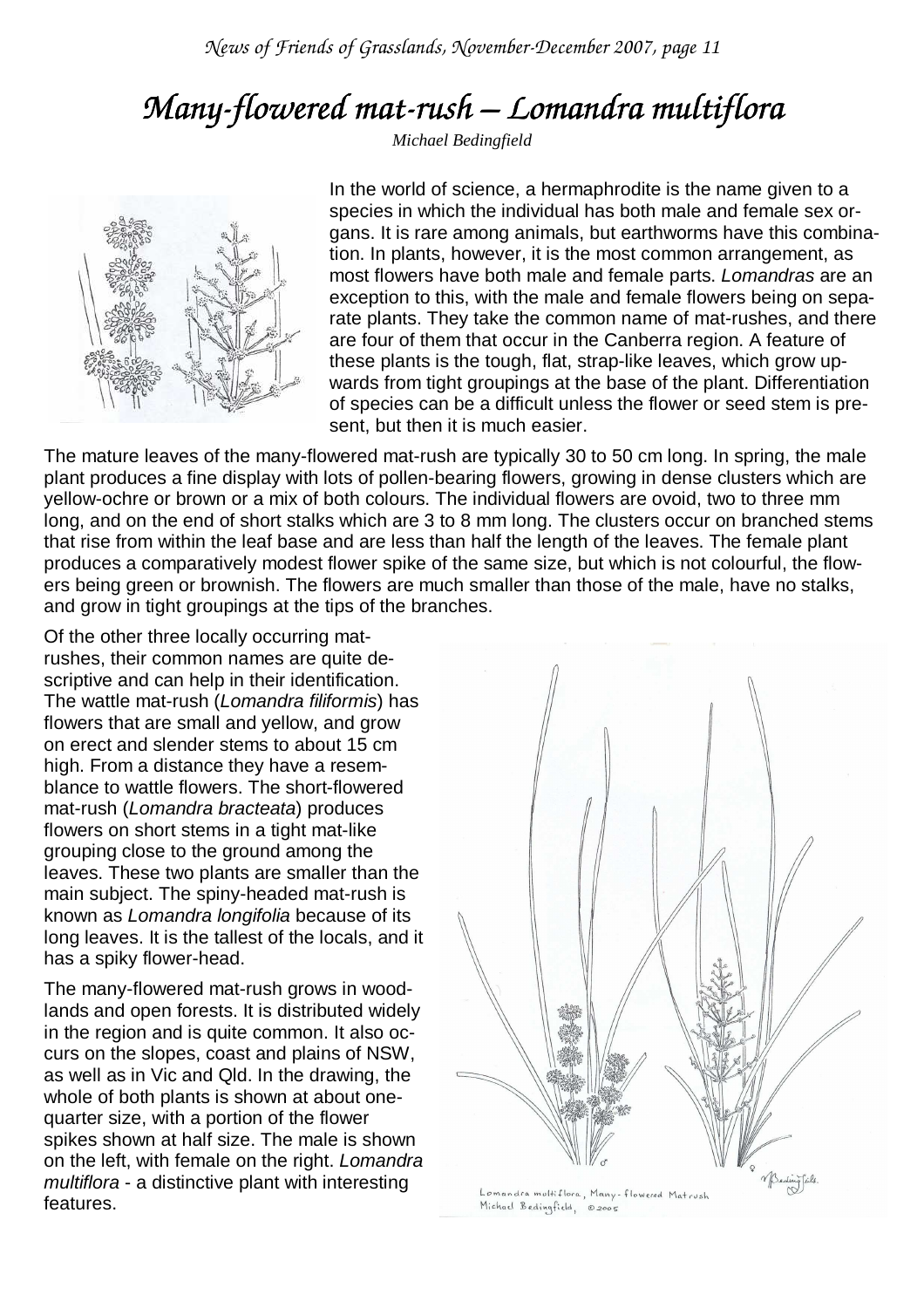# *Many-flowered mat-rush – Lomandra multiflora*

*Michael Bedingfield*

In the world of science, a hermaphrodite is the name given to a species in which the individual has both male and female sex organs. It is rare among animals, but earthworms have this combination. In plants, however, it is the most common arrangement, as most flowers have both male and female parts. *Lomandras* are an exception to this, with the male and female flowers being on separate plants. They take the common name of mat-rushes, and there are four of them that occur in the Canberra region. A feature of these plants is the tough, flat, strap-like leaves, which grow upwards from tight groupings at the base of the plant. Differentiation of species can be a difficult unless the flower or seed stem is present, but then it is much easier.

The mature leaves of the many-flowered mat-rush are typically 30 to 50 cm long. In spring, the male plant produces a fine display with lots of pollen-bearing flowers, growing in dense clusters which are yellow-ochre or brown or a mix of both colours. The individual flowers are ovoid, two to three mm long, and on the end of short stalks which are 3 to 8 mm long. The clusters occur on branched stems that rise from within the leaf base and are less than half the length of the leaves. The female plant produces a comparatively modest flower spike of the same size, but which is not colourful, the flowers being green or brownish. The flowers are much smaller than those of the male, have no stalks, and grow in tight groupings at the tips of the branches.

Of the other three locally occurring mat-rushes, their common names are quite descriptive and can help in their identification. The wattle mat-rush (*Lomandra filiformis*) has flowers that are small and yellow, and grow on erect and slender stems to about 15 cm high. From a distance they have a resemblance to wattle flowers. The short-flowered mat-rush (*Lomandra bracteata*) produces flowers on short stems in a tight mat-like grouping close to the ground among the leaves. These two plants are smaller than the main subject. The spiny-headed mat-rush is known as *Lomandra longifolia* because of its long leaves. It is the tallest of the locals, and it has a spiky flower-head.

The many-flowered mat-rush grows in woodlands and open forests. It is distributed widely in the region and is quite common. It also occurs on the slopes, coast and plains of NSW, as well as in Vic and Qld. In the drawing, the whole of both plants is shown at about one-quarter size, with a portion of the flower spikes shown at half size. The male is shown on the left, with female on the right. *Lomandra multiflora* - a distinctive plant with interesting features.

Lomandra multiflora, Many-flowered Mat-rush
Michael Bedingfield, © 2005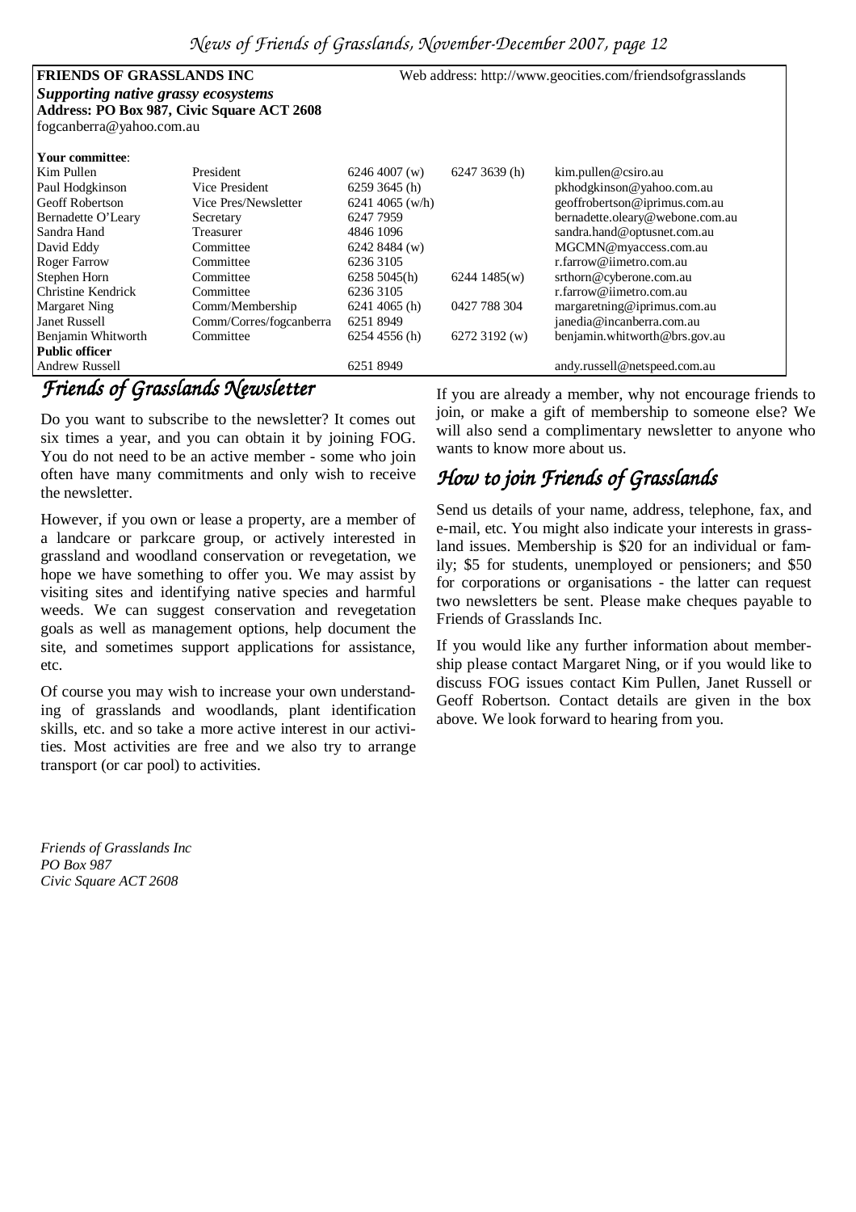**FRIENDS OF GRASSLANDS INC**

Web address: http://www.geocities.com/friendsofgrasslands

***Supporting native grassy ecosystems***

**Address: PO Box 987, Civic Square ACT 2608**

fogcanberra@yahoo.com.au

**Your committee**:

| | | | | |
|---|---|---|---|---|
| Kim Pullen | President | 6246 4007 (w) | 6247 3639 (h) | kim.pullen@csiro.au |
| Paul Hodgkinson | Vice President | 6259 3645 (h) | | pkhodgkinson@yahoo.com.au |
| Geoff Robertson | Vice Pres/Newsletter | 6241 4065 (w/h) | | geoffrobertson@iprimus.com.au |
| Bernadette O'Leary | Secretary | 6247 7959 | | bernadette.oleary@webone.com.au |
| Sandra Hand | Treasurer | 4846 1096 | | sandra.hand@optusnet.com.au |
| David Eddy | Committee | 6242 8484 (w) | | MGCMN@myaccess.com.au |
| Roger Farrow | Committee | 6236 3105 | | r.farrow@iimetro.com.au |
| Stephen Horn | Committee | 6258 5045(h) | 6244 1485(w) | srthorn@cyberone.com.au |
| Christine Kendrick | Committee | 6236 3105 | | r.farrow@iimetro.com.au |
| Margaret Ning | Comm/Membership | 6241 4065 (h) | 0427 788 304 | margaretning@iprimus.com.au |
| Janet Russell | Comm/Corres/fogcanberra | 6251 8949 | | janedia@incanberra.com.au |
| Benjamin Whitworth | Committee | 6254 4556 (h) | 6272 3192 (w) | benjamin.whitworth@brs.gov.au |
| **Public officer** | | | | |
| Andrew Russell | | 6251 8949 | | andy.russell@netspeed.com.au |

## *Friends of Grasslands Newsletter*

Do you want to subscribe to the newsletter? It comes out six times a year, and you can obtain it by joining FOG. You do not need to be an active member - some who join often have many commitments and only wish to receive the newsletter.

However, if you own or lease a property, are a member of a landcare or parkcare group, or actively interested in grassland and woodland conservation or revegetation, we hope we have something to offer you. We may assist by visiting sites and identifying native species and harmful weeds. We can suggest conservation and revegetation goals as well as management options, help document the site, and sometimes support applications for assistance, etc.

Of course you may wish to increase your own understanding of grasslands and woodlands, plant identification skills, etc. and so take a more active interest in our activities. Most activities are free and we also try to arrange transport (or car pool) to activities.

If you are already a member, why not encourage friends to join, or make a gift of membership to someone else? We will also send a complimentary newsletter to anyone who wants to know more about us.

## *How to join Friends of Grasslands*

Send us details of your name, address, telephone, fax, and e-mail, etc. You might also indicate your interests in grassland issues. Membership is $20 for an individual or family; $5 for students, unemployed or pensioners; and $50 for corporations or organisations - the latter can request two newsletters be sent. Please make cheques payable to Friends of Grasslands Inc.

If you would like any further information about membership please contact Margaret Ning, or if you would like to discuss FOG issues contact Kim Pullen, Janet Russell or Geoff Robertson. Contact details are given in the box above. We look forward to hearing from you.

*Friends of Grasslands Inc*
*PO Box 987*
*Civic Square ACT 2608*